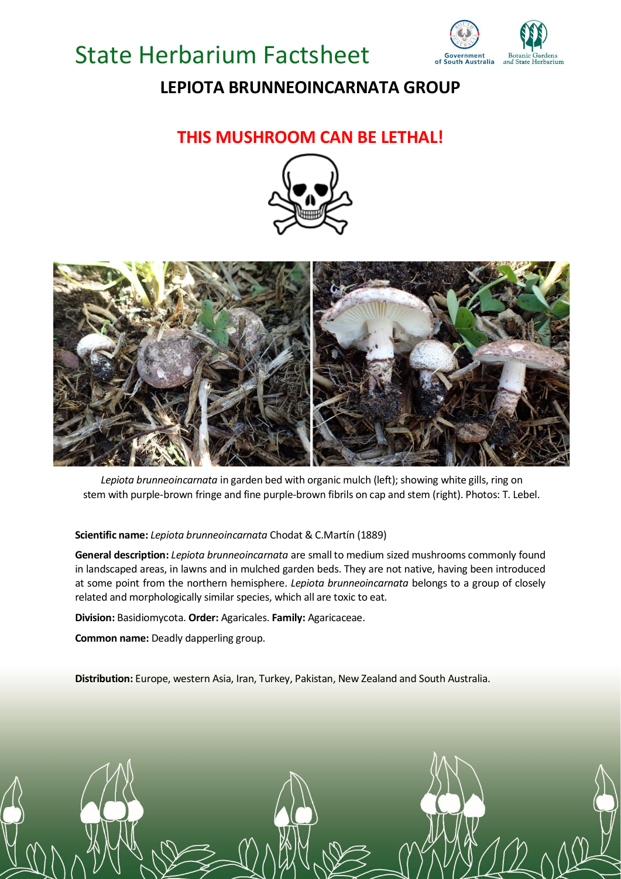# State Herbarium Factsheet

## LEPIOTA BRUNNEOINCARNATA GROUP

**THIS MUSHROOM CAN BE LETHAL!**

*Lepiota brunneoincarnata* in garden bed with organic mulch (left); showing white gills, ring on stem with purple-brown fringe and fine purple-brown fibrils on cap and stem (right). Photos: T. Lebel.

**Scientific name:** *Lepiota brunneoincarnata* Chodat & C.Martín (1889)

**General description:** *Lepiota brunneoincarnata* are small to medium sized mushrooms commonly found in landscaped areas, in lawns and in mulched garden beds. They are not native, having been introduced at some point from the northern hemisphere. *Lepiota brunneoincarnata* belongs to a group of closely related and morphologically similar species, which all are toxic to eat.

**Division:** Basidiomycota. **Order:** Agaricales. **Family:** Agaricaceae.

**Common name:** Deadly dapperling group.

**Distribution:** Europe, western Asia, Iran, Turkey, Pakistan, New Zealand and South Australia.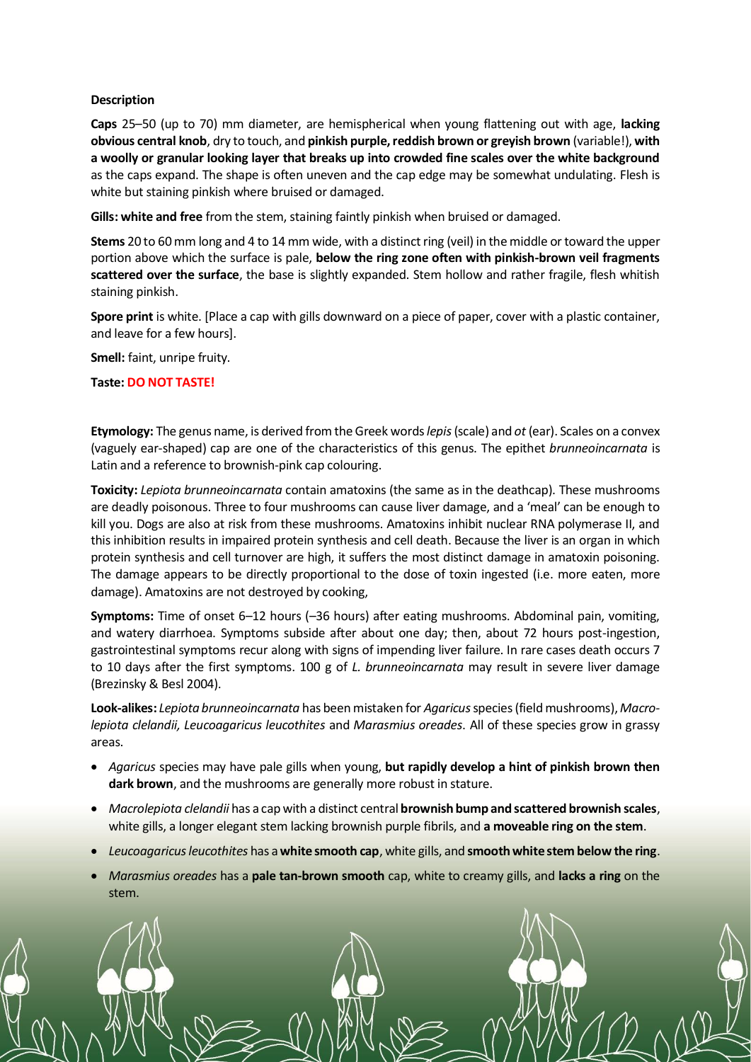**Description**

**Caps** 25–50 (up to 70) mm diameter, are hemispherical when young flattening out with age, **lacking obvious central knob**, dry to touch, and **pinkish purple, reddish brown or greyish brown** (variable!), **with a woolly or granular looking layer that breaks up into crowded fine scales over the white background** as the caps expand. The shape is often uneven and the cap edge may be somewhat undulating. Flesh is white but staining pinkish where bruised or damaged.

**Gills: white and free** from the stem, staining faintly pinkish when bruised or damaged.

**Stems** 20 to 60 mm long and 4 to 14 mm wide, with a distinct ring (veil) in the middle or toward the upper portion above which the surface is pale, **below the ring zone often with pinkish-brown veil fragments scattered over the surface**, the base is slightly expanded. Stem hollow and rather fragile, flesh whitish staining pinkish.

**Spore print** is white. [Place a cap with gills downward on a piece of paper, cover with a plastic container, and leave for a few hours].

**Smell:** faint, unripe fruity.

**Taste: DO NOT TASTE!**

**Etymology:** The genus name, is derived from the Greek words *lepis* (scale) and *ot* (ear). Scales on a convex (vaguely ear-shaped) cap are one of the characteristics of this genus. The epithet *brunneoincarnata* is Latin and a reference to brownish-pink cap colouring.

**Toxicity:** *Lepiota brunneoincarnata* contain amatoxins (the same as in the deathcap). These mushrooms are deadly poisonous. Three to four mushrooms can cause liver damage, and a 'meal' can be enough to kill you. Dogs are also at risk from these mushrooms. Amatoxins inhibit nuclear RNA polymerase II, and this inhibition results in impaired protein synthesis and cell death. Because the liver is an organ in which protein synthesis and cell turnover are high, it suffers the most distinct damage in amatoxin poisoning. The damage appears to be directly proportional to the dose of toxin ingested (i.e. more eaten, more damage). Amatoxins are not destroyed by cooking,

**Symptoms:** Time of onset 6–12 hours (–36 hours) after eating mushrooms. Abdominal pain, vomiting, and watery diarrhoea. Symptoms subside after about one day; then, about 72 hours post-ingestion, gastrointestinal symptoms recur along with signs of impending liver failure. In rare cases death occurs 7 to 10 days after the first symptoms. 100 g of *L. brunneoincarnata* may result in severe liver damage (Brezinsky & Besl 2004).

**Look-alikes:** *Lepiota brunneoincarnata* has been mistaken for *Agaricus* species (field mushrooms), *Macrolepiota clelandii, Leucoagaricus leucothites* and *Marasmius oreades*. All of these species grow in grassy areas.

- *Agaricus* species may have pale gills when young, **but rapidly develop a hint of pinkish brown then dark brown**, and the mushrooms are generally more robust in stature.
- *Macrolepiota clelandii* has a cap with a distinct central **brownish bump and scattered brownish scales**, white gills, a longer elegant stem lacking brownish purple fibrils, and **a moveable ring on the stem**.
- *Leucoagaricus leucothites* has a **white smooth cap**, white gills, and **smooth white stem below the ring**.
- *Marasmius oreades* has a **pale tan-brown smooth** cap, white to creamy gills, and **lacks a ring** on the stem.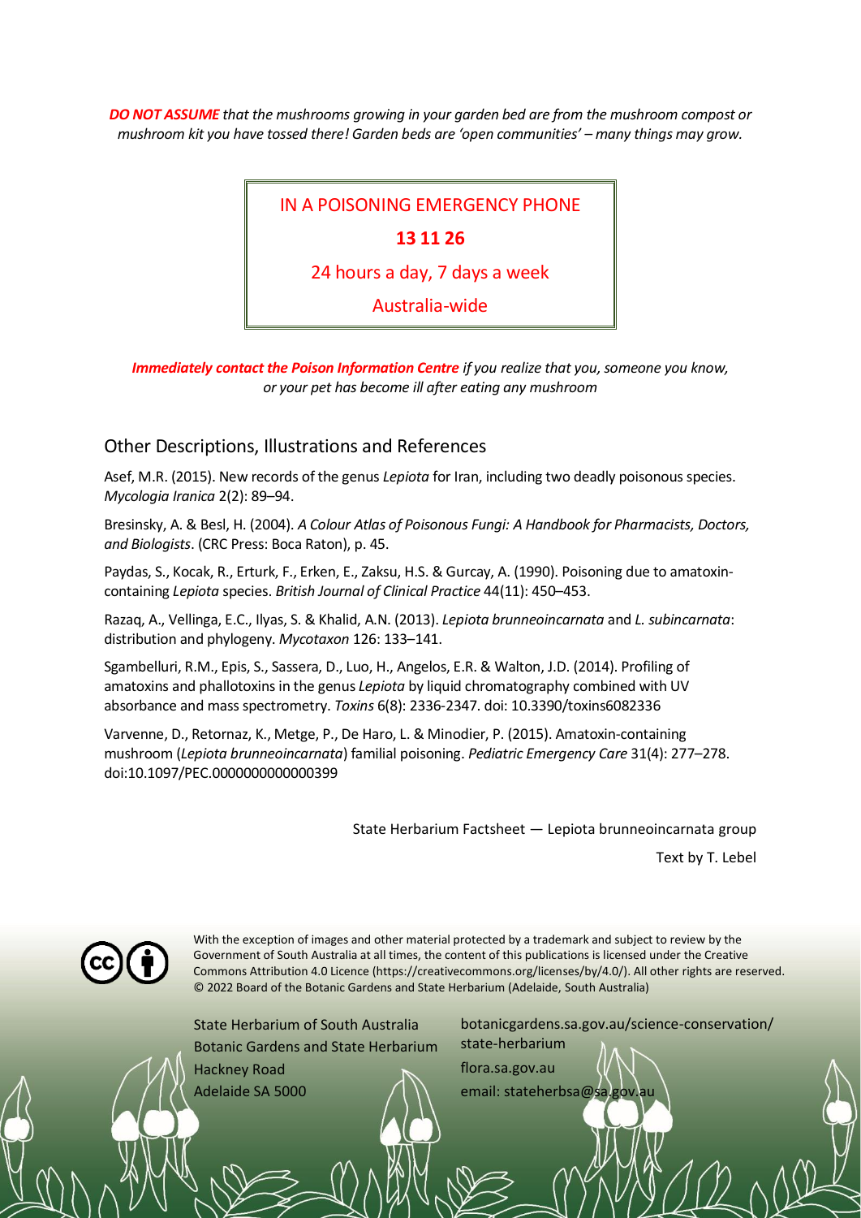***DO NOT ASSUME** that the mushrooms growing in your garden bed are from the mushroom compost or mushroom kit you have tossed there! Garden beds are 'open communities' – many things may grow.*

IN A POISONING EMERGENCY PHONE

**13 11 26**

24 hours a day, 7 days a week

Australia-wide

***Immediately contact the Poison Information Centre** if you realize that you, someone you know, or your pet has become ill after eating any mushroom*

## Other Descriptions, Illustrations and References

Asef, M.R. (2015). New records of the genus *Lepiota* for Iran, including two deadly poisonous species. *Mycologia Iranica* 2(2): 89–94.

Bresinsky, A. & Besl, H. (2004). *A Colour Atlas of Poisonous Fungi: A Handbook for Pharmacists, Doctors, and Biologists*. (CRC Press: Boca Raton), p. 45.

Paydas, S., Kocak, R., Erturk, F., Erken, E., Zaksu, H.S. & Gurcay, A. (1990). Poisoning due to amatoxin-containing *Lepiota* species. *British Journal of Clinical Practice* 44(11): 450–453.

Razaq, A., Vellinga, E.C., Ilyas, S. & Khalid, A.N. (2013). *Lepiota brunneoincarnata* and *L. subincarnata*: distribution and phylogeny. *Mycotaxon* 126: 133–141.

Sgambelluri, R.M., Epis, S., Sassera, D., Luo, H., Angelos, E.R. & Walton, J.D. (2014). Profiling of amatoxins and phallotoxins in the genus *Lepiota* by liquid chromatography combined with UV absorbance and mass spectrometry. *Toxins* 6(8): 2336-2347. doi: 10.3390/toxins6082336

Varvenne, D., Retornaz, K., Metge, P., De Haro, L. & Minodier, P. (2015). Amatoxin-containing mushroom (*Lepiota brunneoincarnata*) familial poisoning. *Pediatric Emergency Care* 31(4): 277–278. doi:10.1097/PEC.0000000000000399

State Herbarium Factsheet — Lepiota brunneoincarnata group

Text by T. Lebel

With the exception of images and other material protected by a trademark and subject to review by the Government of South Australia at all times, the content of this publications is licensed under the Creative Commons Attribution 4.0 Licence (https://creativecommons.org/licenses/by/4.0/). All other rights are reserved. © 2022 Board of the Botanic Gardens and State Herbarium (Adelaide, South Australia)

State Herbarium of South Australia
Botanic Gardens and State Herbarium
Hackney Road
Adelaide SA 5000

botanicgardens.sa.gov.au/science-conservation/state-herbarium
flora.sa.gov.au
email: stateherbsa@sa.gov.au